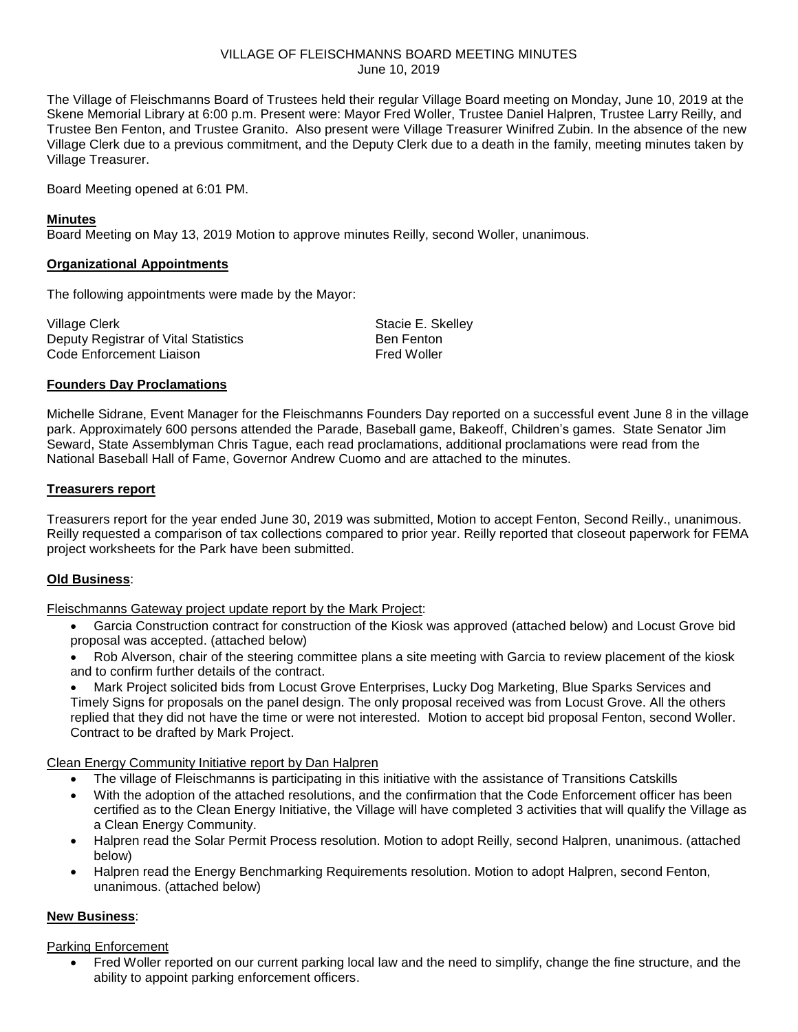VILLAGE OF FLEISCHMANNS BOARD MEETING MINUTES
June 10, 2019

The Village of Fleischmanns Board of Trustees held their regular Village Board meeting on Monday, June 10, 2019 at the Skene Memorial Library at 6:00 p.m. Present were: Mayor Fred Woller, Trustee Daniel Halpren, Trustee Larry Reilly, and Trustee Ben Fenton, and Trustee Granito. Also present were Village Treasurer Winifred Zubin. In the absence of the new Village Clerk due to a previous commitment, and the Deputy Clerk due to a death in the family, meeting minutes taken by Village Treasurer.

Board Meeting opened at 6:01 PM.

**Minutes**

Board Meeting on May 13, 2019 Motion to approve minutes Reilly, second Woller, unanimous.

**Organizational Appointments**

The following appointments were made by the Mayor:

| | |
|---|---|
| Village Clerk | Stacie E. Skelley |
| Deputy Registrar of Vital Statistics | Ben Fenton |
| Code Enforcement Liaison | Fred Woller |

**Founders Day Proclamations**

Michelle Sidrane, Event Manager for the Fleischmanns Founders Day reported on a successful event June 8 in the village park. Approximately 600 persons attended the Parade, Baseball game, Bakeoff, Children's games. State Senator Jim Seward, State Assemblyman Chris Tague, each read proclamations, additional proclamations were read from the National Baseball Hall of Fame, Governor Andrew Cuomo and are attached to the minutes.

**Treasurers report**

Treasurers report for the year ended June 30, 2019 was submitted, Motion to accept Fenton, Second Reilly., unanimous. Reilly requested a comparison of tax collections compared to prior year. Reilly reported that closeout paperwork for FEMA project worksheets for the Park have been submitted.

**Old Business**:

Fleischmanns Gateway project update report by the Mark Project:

- Garcia Construction contract for construction of the Kiosk was approved (attached below) and Locust Grove bid proposal was accepted. (attached below)
- Rob Alverson, chair of the steering committee plans a site meeting with Garcia to review placement of the kiosk and to confirm further details of the contract.
- Mark Project solicited bids from Locust Grove Enterprises, Lucky Dog Marketing, Blue Sparks Services and Timely Signs for proposals on the panel design. The only proposal received was from Locust Grove. All the others replied that they did not have the time or were not interested. Motion to accept bid proposal Fenton, second Woller. Contract to be drafted by Mark Project.

Clean Energy Community Initiative report by Dan Halpren

- The village of Fleischmanns is participating in this initiative with the assistance of Transitions Catskills
- With the adoption of the attached resolutions, and the confirmation that the Code Enforcement officer has been certified as to the Clean Energy Initiative, the Village will have completed 3 activities that will qualify the Village as a Clean Energy Community.
- Halpren read the Solar Permit Process resolution. Motion to adopt Reilly, second Halpren, unanimous. (attached below)
- Halpren read the Energy Benchmarking Requirements resolution. Motion to adopt Halpren, second Fenton, unanimous. (attached below)

**New Business**:

Parking Enforcement

- Fred Woller reported on our current parking local law and the need to simplify, change the fine structure, and the ability to appoint parking enforcement officers.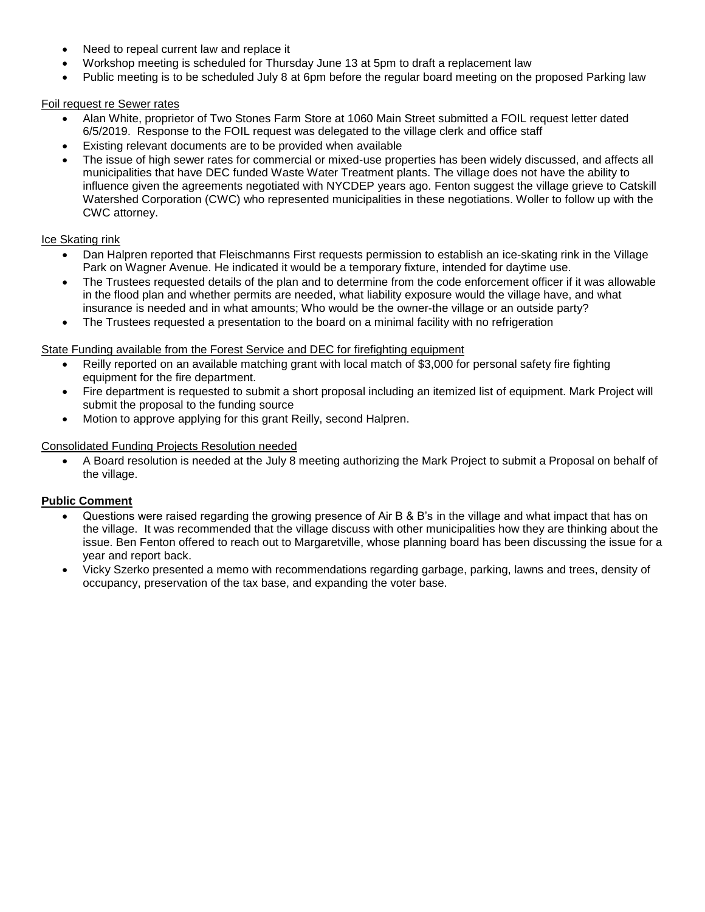- Need to repeal current law and replace it
- Workshop meeting is scheduled for Thursday June 13 at 5pm to draft a replacement law
- Public meeting is to be scheduled July 8 at 6pm before the regular board meeting on the proposed Parking law

Foil request re Sewer rates

- Alan White, proprietor of Two Stones Farm Store at 1060 Main Street submitted a FOIL request letter dated 6/5/2019. Response to the FOIL request was delegated to the village clerk and office staff
- Existing relevant documents are to be provided when available
- The issue of high sewer rates for commercial or mixed-use properties has been widely discussed, and affects all municipalities that have DEC funded Waste Water Treatment plants. The village does not have the ability to influence given the agreements negotiated with NYCDEP years ago. Fenton suggest the village grieve to Catskill Watershed Corporation (CWC) who represented municipalities in these negotiations. Woller to follow up with the CWC attorney.

Ice Skating rink

- Dan Halpren reported that Fleischmanns First requests permission to establish an ice-skating rink in the Village Park on Wagner Avenue. He indicated it would be a temporary fixture, intended for daytime use.
- The Trustees requested details of the plan and to determine from the code enforcement officer if it was allowable in the flood plan and whether permits are needed, what liability exposure would the village have, and what insurance is needed and in what amounts; Who would be the owner-the village or an outside party?
- The Trustees requested a presentation to the board on a minimal facility with no refrigeration

State Funding available from the Forest Service and DEC for firefighting equipment

- Reilly reported on an available matching grant with local match of $3,000 for personal safety fire fighting equipment for the fire department.
- Fire department is requested to submit a short proposal including an itemized list of equipment. Mark Project will submit the proposal to the funding source
- Motion to approve applying for this grant Reilly, second Halpren.

Consolidated Funding Projects Resolution needed

- A Board resolution is needed at the July 8 meeting authorizing the Mark Project to submit a Proposal on behalf of the village.

**Public Comment**

- Questions were raised regarding the growing presence of Air B & B's in the village and what impact that has on the village. It was recommended that the village discuss with other municipalities how they are thinking about the issue. Ben Fenton offered to reach out to Margaretville, whose planning board has been discussing the issue for a year and report back.
- Vicky Szerko presented a memo with recommendations regarding garbage, parking, lawns and trees, density of occupancy, preservation of the tax base, and expanding the voter base.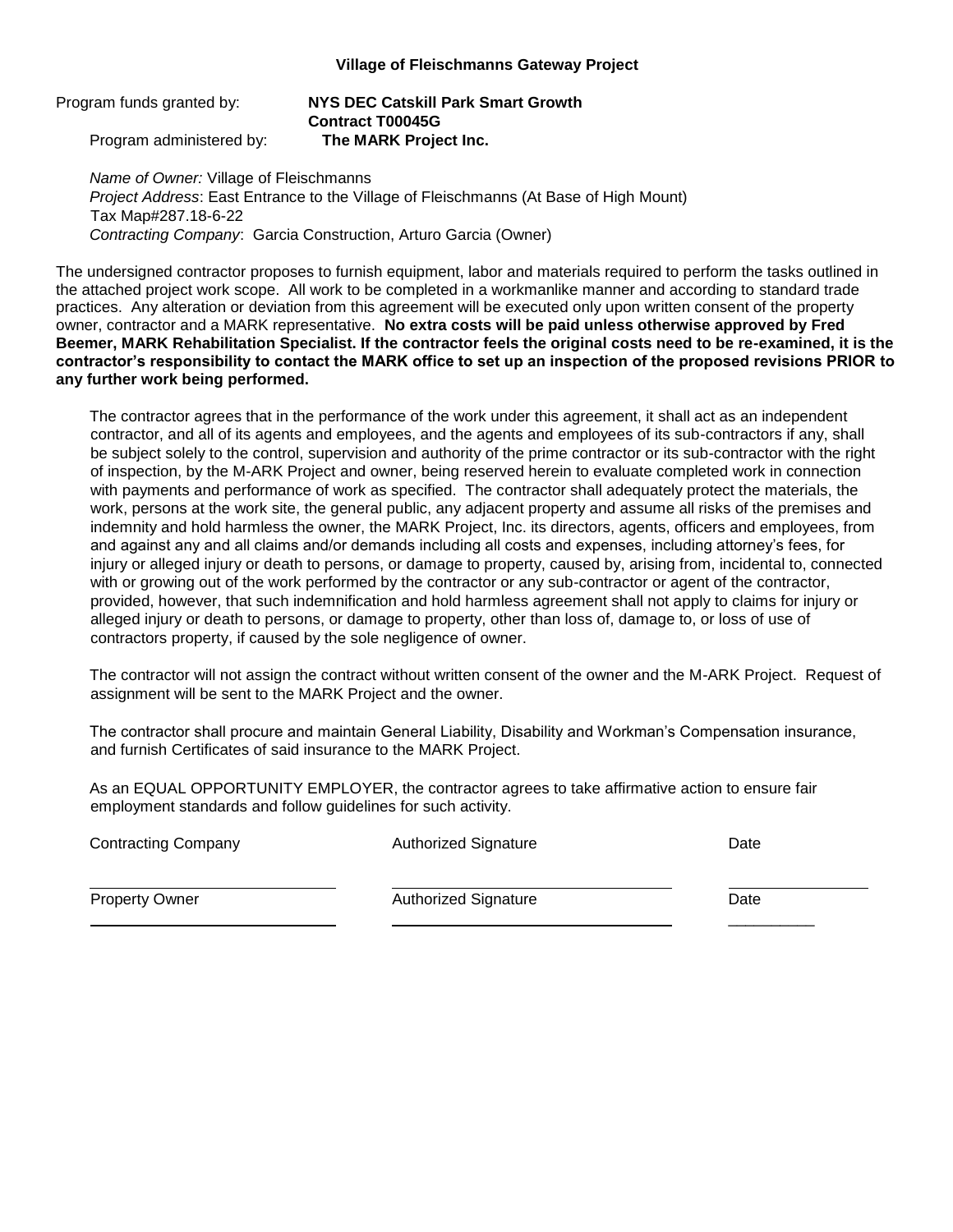**Village of Fleischmanns Gateway Project**

Program funds granted by: **NYS DEC Catskill Park Smart Growth Contract T00045G**

Program administered by: **The MARK Project Inc.**

*Name of Owner:* Village of Fleischmanns
*Project Address*: East Entrance to the Village of Fleischmanns (At Base of High Mount)
Tax Map#287.18-6-22
*Contracting Company*: Garcia Construction, Arturo Garcia (Owner)

The undersigned contractor proposes to furnish equipment, labor and materials required to perform the tasks outlined in the attached project work scope. All work to be completed in a workmanlike manner and according to standard trade practices. Any alteration or deviation from this agreement will be executed only upon written consent of the property owner, contractor and a MARK representative. **No extra costs will be paid unless otherwise approved by Fred Beemer, MARK Rehabilitation Specialist. If the contractor feels the original costs need to be re-examined, it is the contractor's responsibility to contact the MARK office to set up an inspection of the proposed revisions PRIOR to any further work being performed.**

The contractor agrees that in the performance of the work under this agreement, it shall act as an independent contractor, and all of its agents and employees, and the agents and employees of its sub-contractors if any, shall be subject solely to the control, supervision and authority of the prime contractor or its sub-contractor with the right of inspection, by the M-ARK Project and owner, being reserved herein to evaluate completed work in connection with payments and performance of work as specified. The contractor shall adequately protect the materials, the work, persons at the work site, the general public, any adjacent property and assume all risks of the premises and indemnity and hold harmless the owner, the MARK Project, Inc. its directors, agents, officers and employees, from and against any and all claims and/or demands including all costs and expenses, including attorney's fees, for injury or alleged injury or death to persons, or damage to property, caused by, arising from, incidental to, connected with or growing out of the work performed by the contractor or any sub-contractor or agent of the contractor, provided, however, that such indemnification and hold harmless agreement shall not apply to claims for injury or alleged injury or death to persons, or damage to property, other than loss of, damage to, or loss of use of contractors property, if caused by the sole negligence of owner.

The contractor will not assign the contract without written consent of the owner and the M-ARK Project. Request of assignment will be sent to the MARK Project and the owner.

The contractor shall procure and maintain General Liability, Disability and Workman's Compensation insurance, and furnish Certificates of said insurance to the MARK Project.

As an EQUAL OPPORTUNITY EMPLOYER, the contractor agrees to take affirmative action to ensure fair employment standards and follow guidelines for such activity.

| Contracting Company | Authorized Signature | Date |
| --- | --- | --- |
| \_\_\_\_\_\_\_\_\_\_\_\_\_\_\_\_\_\_\_\_\_\_\_\_\_\_ | \_\_\_\_\_\_\_\_\_\_\_\_\_\_\_\_\_\_\_\_\_\_\_\_\_\_\_\_\_\_ | \_\_\_\_\_\_\_\_\_\_\_\_\_\_ |
| Property Owner | Authorized Signature | Date |
| \_\_\_\_\_\_\_\_\_\_\_\_\_\_\_\_\_\_\_\_\_\_\_\_\_\_ | \_\_\_\_\_\_\_\_\_\_\_\_\_\_\_\_\_\_\_\_\_\_\_\_\_\_\_\_\_\_ | \_\_\_\_\_\_\_\_\_ |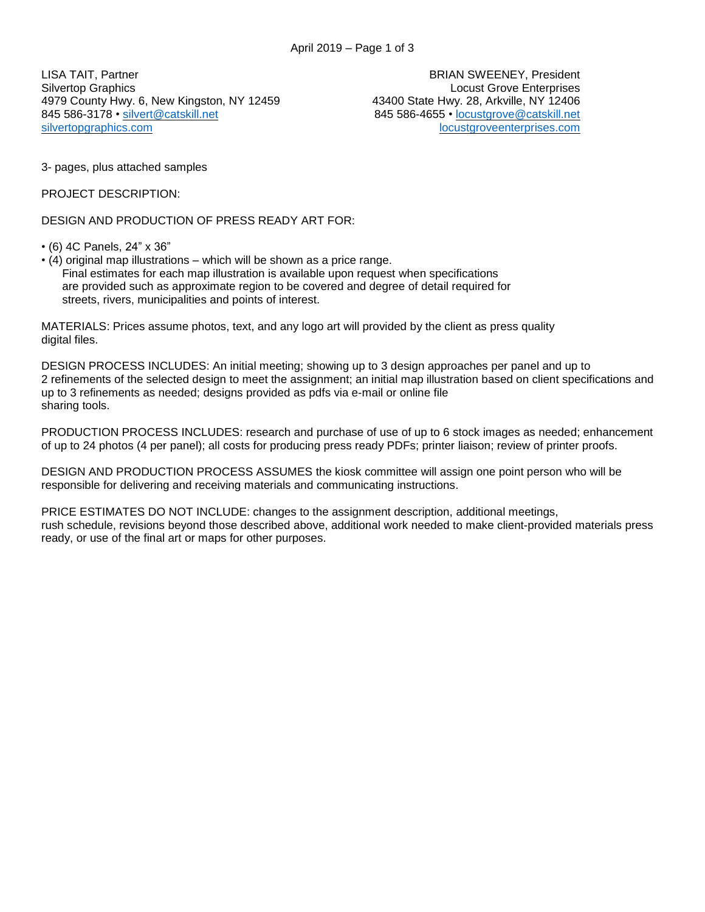LISA TAIT, Partner
Silvertop Graphics
4979 County Hwy. 6, New Kingston, NY 12459
845 586-3178 • silvert@catskill.net
silvertopgraphics.com

BRIAN SWEENEY, President
Locust Grove Enterprises
43400 State Hwy. 28, Arkville, NY 12406
845 586-4655 • locustgrove@catskill.net
locustgroveenterprises.com

3- pages, plus attached samples

PROJECT DESCRIPTION:

DESIGN AND PRODUCTION OF PRESS READY ART FOR:

- (6) 4C Panels, 24” x 36”
- (4) original map illustrations – which will be shown as a price range.
  Final estimates for each map illustration is available upon request when specifications are provided such as approximate region to be covered and degree of detail required for streets, rivers, municipalities and points of interest.

MATERIALS: Prices assume photos, text, and any logo art will provided by the client as press quality digital files.

DESIGN PROCESS INCLUDES: An initial meeting; showing up to 3 design approaches per panel and up to 2 refinements of the selected design to meet the assignment; an initial map illustration based on client specifications and up to 3 refinements as needed; designs provided as pdfs via e-mail or online file sharing tools.

PRODUCTION PROCESS INCLUDES: research and purchase of use of up to 6 stock images as needed; enhancement of up to 24 photos (4 per panel); all costs for producing press ready PDFs; printer liaison; review of printer proofs.

DESIGN AND PRODUCTION PROCESS ASSUMES the kiosk committee will assign one point person who will be responsible for delivering and receiving materials and communicating instructions.

PRICE ESTIMATES DO NOT INCLUDE: changes to the assignment description, additional meetings, rush schedule, revisions beyond those described above, additional work needed to make client-provided materials press ready, or use of the final art or maps for other purposes.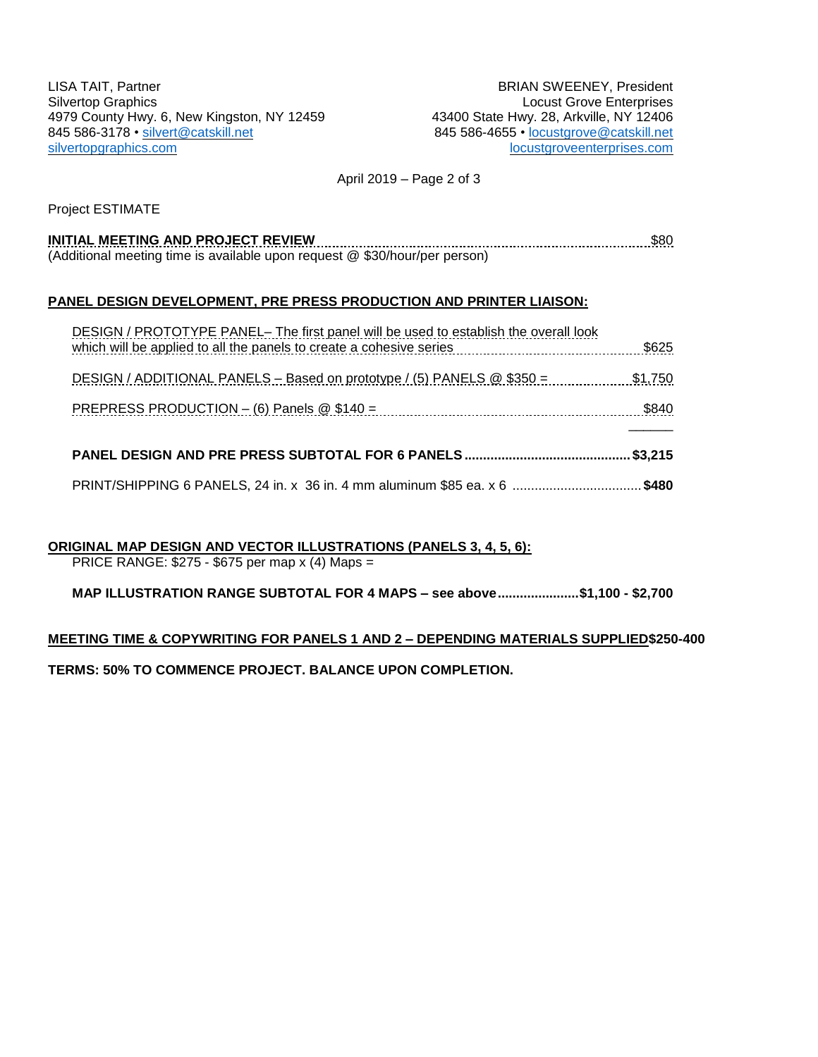LISA TAIT, Partner
Silvertop Graphics
4979 County Hwy. 6, New Kingston, NY 12459
845 586-3178 • silvert@catskill.net
silvertopgraphics.com

BRIAN SWEENEY, President
Locust Grove Enterprises
43400 State Hwy. 28, Arkville, NY 12406
845 586-4655 • locustgrove@catskill.net
locustgroveenterprises.com

April 2019

Project ESTIMATE

**INITIAL MEETING AND PROJECT REVIEW** .......... $80
(Additional meeting time is available upon request @ $30/hour/per person)

**PANEL DESIGN DEVELOPMENT, PRE PRESS PRODUCTION AND PRINTER LIAISON:**

DESIGN / PROTOTYPE PANEL– The first panel will be used to establish the overall look which will be applied to all the panels to create a cohesive series .......... $625

DESIGN / ADDITIONAL PANELS – Based on prototype / (5) PANELS @ $350 = .......... $1,750

PREPRESS PRODUCTION – (6) Panels @ $140 = .......... $840

**PANEL DESIGN AND PRE PRESS SUBTOTAL FOR 6 PANELS .......... $3,215**

PRINT/SHIPPING 6 PANELS, 24 in. x 36 in. 4 mm aluminum $85 ea. x 6 .......... **$480**

**ORIGINAL MAP DESIGN AND VECTOR ILLUSTRATIONS (PANELS 3, 4, 5, 6):**
PRICE RANGE: $275 - $675 per map x (4) Maps =

**MAP ILLUSTRATION RANGE SUBTOTAL FOR 4 MAPS – see above .......... $1,100 - $2,700**

**MEETING TIME & COPYWRITING FOR PANELS 1 AND 2 – DEPENDING MATERIALS SUPPLIED $250-400**

**TERMS: 50% TO COMMENCE PROJECT. BALANCE UPON COMPLETION.**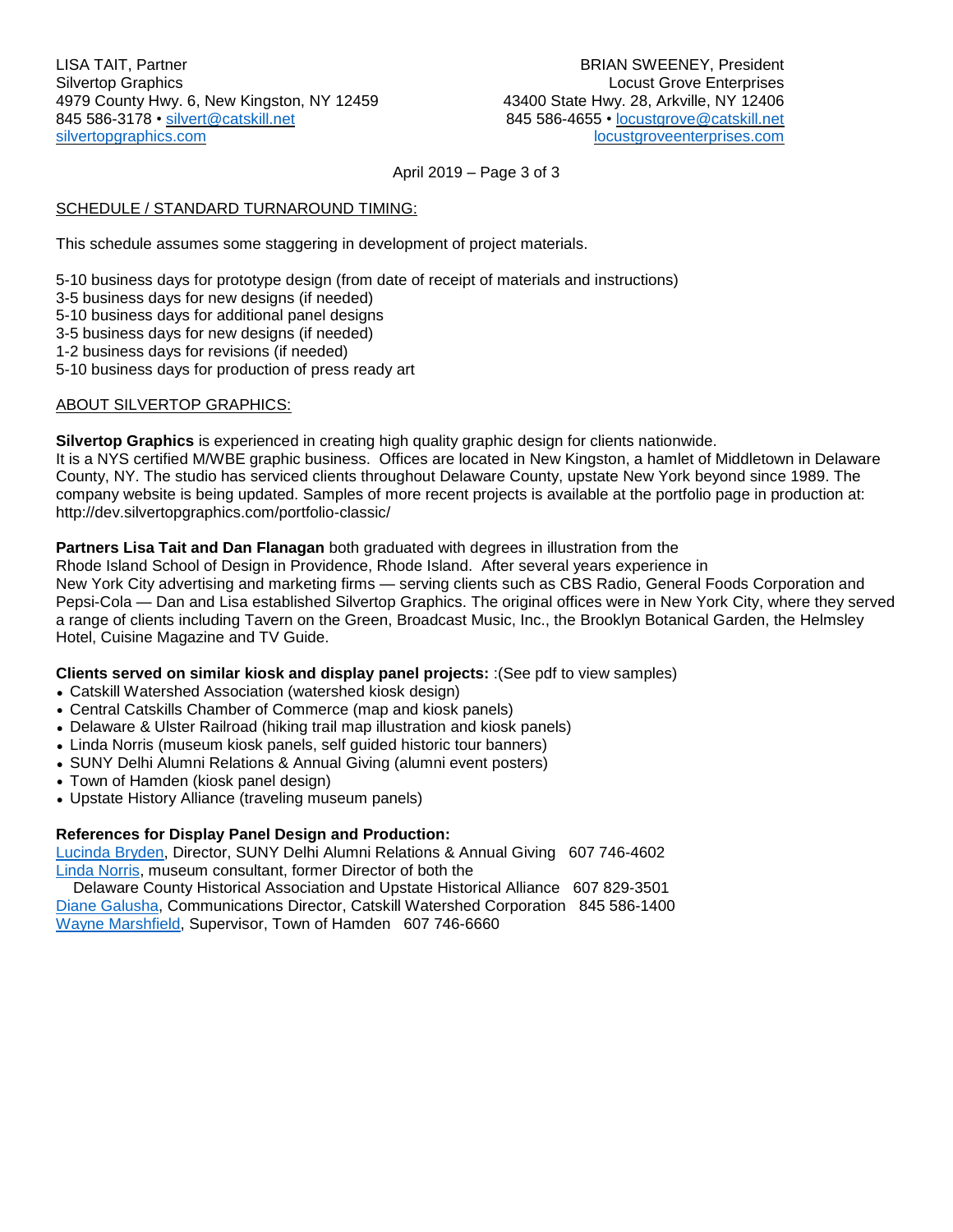LISA TAIT, Partner
Silvertop Graphics
4979 County Hwy. 6, New Kingston, NY 12459
845 586-3178 • silvert@catskill.net
silvertopgraphics.com

BRIAN SWEENEY, President
Locust Grove Enterprises
43400 State Hwy. 28, Arkville, NY 12406
845 586-4655 • locustgrove@catskill.net
locustgroveenterprises.com

April 2019 – Page 3 of 3

## SCHEDULE / STANDARD TURNAROUND TIMING:

This schedule assumes some staggering in development of project materials.

5-10 business days for prototype design (from date of receipt of materials and instructions)
3-5 business days for new designs (if needed)
5-10 business days for additional panel designs
3-5 business days for new designs (if needed)
1-2 business days for revisions (if needed)
5-10 business days for production of press ready art

## ABOUT SILVERTOP GRAPHICS:

**Silvertop Graphics** is experienced in creating high quality graphic design for clients nationwide. It is a NYS certified M/WBE graphic business. Offices are located in New Kingston, a hamlet of Middletown in Delaware County, NY. The studio has serviced clients throughout Delaware County, upstate New York beyond since 1989. The company website is being updated. Samples of more recent projects is available at the portfolio page in production at: http://dev.silvertopgraphics.com/portfolio-classic/

**Partners Lisa Tait and Dan Flanagan** both graduated with degrees in illustration from the Rhode Island School of Design in Providence, Rhode Island. After several years experience in New York City advertising and marketing firms — serving clients such as CBS Radio, General Foods Corporation and Pepsi-Cola — Dan and Lisa established Silvertop Graphics. The original offices were in New York City, where they served a range of clients including Tavern on the Green, Broadcast Music, Inc., the Brooklyn Botanical Garden, the Helmsley Hotel, Cuisine Magazine and TV Guide.

**Clients served on similar kiosk and display panel projects:** :(See pdf to view samples)

- Catskill Watershed Association (watershed kiosk design)
- Central Catskills Chamber of Commerce (map and kiosk panels)
- Delaware & Ulster Railroad (hiking trail map illustration and kiosk panels)
- Linda Norris (museum kiosk panels, self guided historic tour banners)
- SUNY Delhi Alumni Relations & Annual Giving (alumni event posters)
- Town of Hamden (kiosk panel design)
- Upstate History Alliance (traveling museum panels)

**References for Display Panel Design and Production:**

Lucinda Bryden, Director, SUNY Delhi Alumni Relations & Annual Giving 607 746-4602
Linda Norris, museum consultant, former Director of both the
Delaware County Historical Association and Upstate Historical Alliance 607 829-3501
Diane Galusha, Communications Director, Catskill Watershed Corporation 845 586-1400
Wayne Marshfield, Supervisor, Town of Hamden 607 746-6660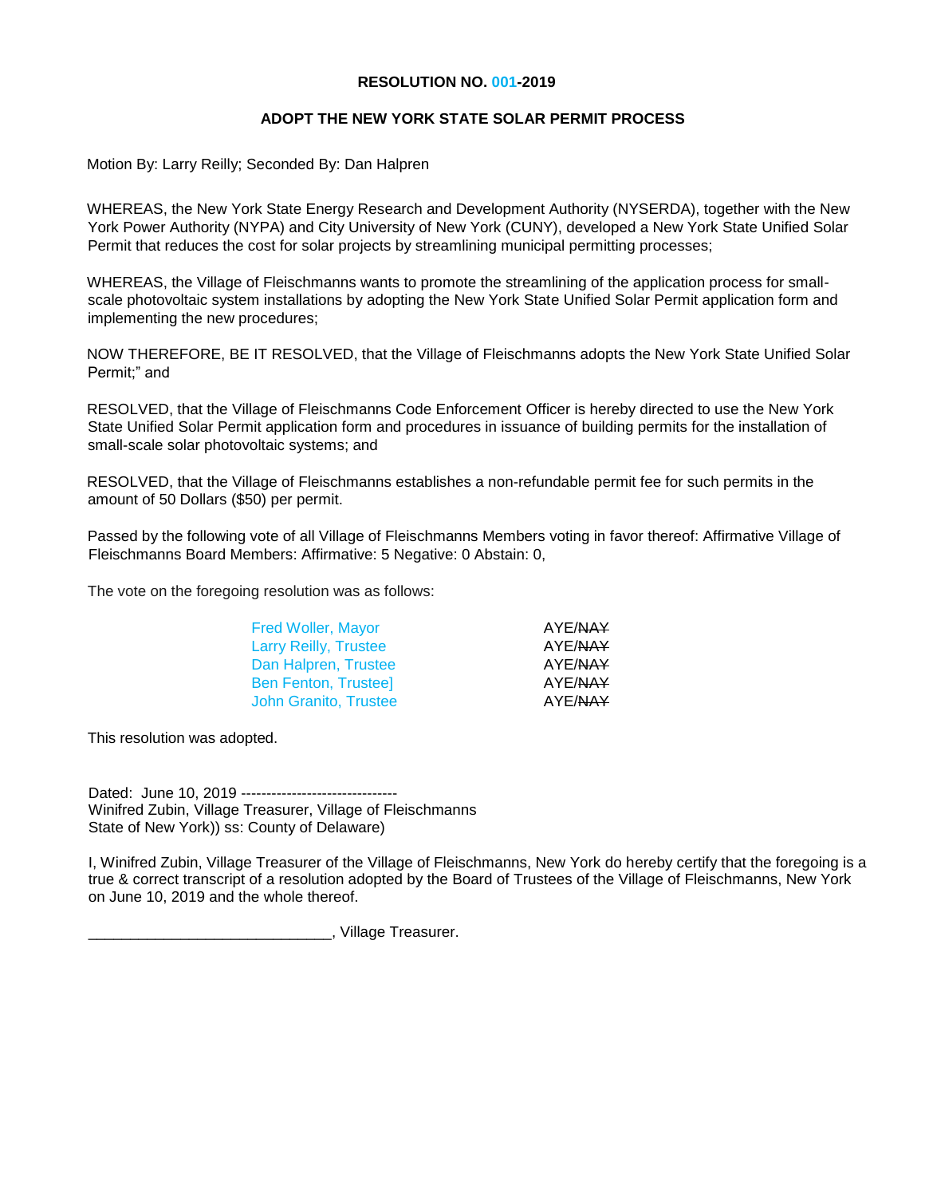**RESOLUTION NO. 001-2019**

**ADOPT THE NEW YORK STATE SOLAR PERMIT PROCESS**

Motion By: Larry Reilly; Seconded By: Dan Halpren

WHEREAS, the New York State Energy Research and Development Authority (NYSERDA), together with the New York Power Authority (NYPA) and City University of New York (CUNY), developed a New York State Unified Solar Permit that reduces the cost for solar projects by streamlining municipal permitting processes;

WHEREAS, the Village of Fleischmanns wants to promote the streamlining of the application process for small-scale photovoltaic system installations by adopting the New York State Unified Solar Permit application form and implementing the new procedures;

NOW THEREFORE, BE IT RESOLVED, that the Village of Fleischmanns adopts the New York State Unified Solar Permit;" and

RESOLVED, that the Village of Fleischmanns Code Enforcement Officer is hereby directed to use the New York State Unified Solar Permit application form and procedures in issuance of building permits for the installation of small-scale solar photovoltaic systems; and

RESOLVED, that the Village of Fleischmanns establishes a non-refundable permit fee for such permits in the amount of 50 Dollars ($50) per permit.

Passed by the following vote of all Village of Fleischmanns Members voting in favor thereof: Affirmative Village of Fleischmanns Board Members: Affirmative: 5 Negative: 0 Abstain: 0,

The vote on the foregoing resolution was as follows:

| | |
|---|---|
| Fred Woller, Mayor | AYE/~~NAY~~ |
| Larry Reilly, Trustee | AYE/~~NAY~~ |
| Dan Halpren, Trustee | AYE/~~NAY~~ |
| Ben Fenton, Trustee] | AYE/~~NAY~~ |
| John Granito, Trustee | AYE/~~NAY~~ |

This resolution was adopted.

Dated: June 10, 2019 -------------------------------
Winifred Zubin, Village Treasurer, Village of Fleischmanns
State of New York)) ss: County of Delaware)

I, Winifred Zubin, Village Treasurer of the Village of Fleischmanns, New York do hereby certify that the foregoing is a true & correct transcript of a resolution adopted by the Board of Trustees of the Village of Fleischmanns, New York on June 10, 2019 and the whole thereof.

_____________________________, Village Treasurer.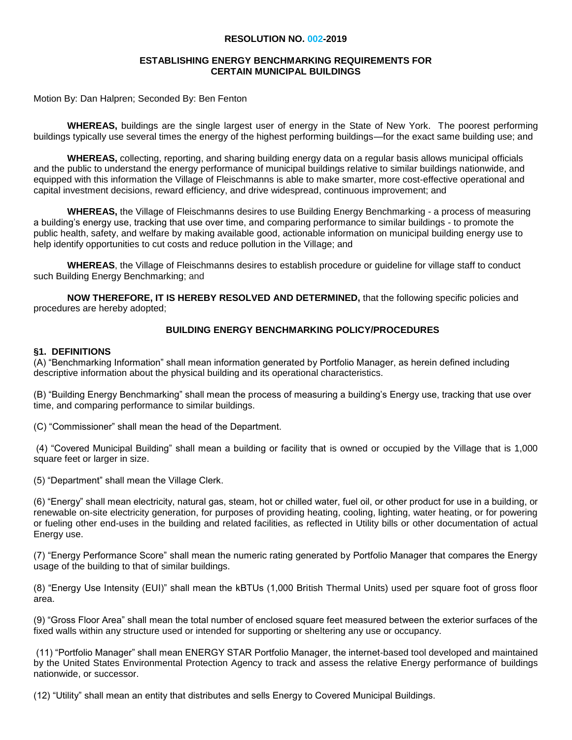**RESOLUTION NO. 002-2019**

**ESTABLISHING ENERGY BENCHMARKING REQUIREMENTS FOR CERTAIN MUNICIPAL BUILDINGS**

Motion By: Dan Halpren; Seconded By: Ben Fenton

**WHEREAS,** buildings are the single largest user of energy in the State of New York. The poorest performing buildings typically use several times the energy of the highest performing buildings—for the exact same building use; and

**WHEREAS,** collecting, reporting, and sharing building energy data on a regular basis allows municipal officials and the public to understand the energy performance of municipal buildings relative to similar buildings nationwide, and equipped with this information the Village of Fleischmanns is able to make smarter, more cost-effective operational and capital investment decisions, reward efficiency, and drive widespread, continuous improvement; and

**WHEREAS,** the Village of Fleischmanns desires to use Building Energy Benchmarking - a process of measuring a building's energy use, tracking that use over time, and comparing performance to similar buildings - to promote the public health, safety, and welfare by making available good, actionable information on municipal building energy use to help identify opportunities to cut costs and reduce pollution in the Village; and

**WHEREAS**, the Village of Fleischmanns desires to establish procedure or guideline for village staff to conduct such Building Energy Benchmarking; and

**NOW THEREFORE, IT IS HEREBY RESOLVED AND DETERMINED,** that the following specific policies and procedures are hereby adopted;

**BUILDING ENERGY BENCHMARKING POLICY/PROCEDURES**

**§1. DEFINITIONS**

(A) "Benchmarking Information" shall mean information generated by Portfolio Manager, as herein defined including descriptive information about the physical building and its operational characteristics.

(B) "Building Energy Benchmarking" shall mean the process of measuring a building's Energy use, tracking that use over time, and comparing performance to similar buildings.

(C) "Commissioner" shall mean the head of the Department.

(4) "Covered Municipal Building" shall mean a building or facility that is owned or occupied by the Village that is 1,000 square feet or larger in size.

(5) "Department" shall mean the Village Clerk.

(6) "Energy" shall mean electricity, natural gas, steam, hot or chilled water, fuel oil, or other product for use in a building, or renewable on-site electricity generation, for purposes of providing heating, cooling, lighting, water heating, or for powering or fueling other end-uses in the building and related facilities, as reflected in Utility bills or other documentation of actual Energy use.

(7) "Energy Performance Score" shall mean the numeric rating generated by Portfolio Manager that compares the Energy usage of the building to that of similar buildings.

(8) "Energy Use Intensity (EUI)" shall mean the kBTUs (1,000 British Thermal Units) used per square foot of gross floor area.

(9) "Gross Floor Area" shall mean the total number of enclosed square feet measured between the exterior surfaces of the fixed walls within any structure used or intended for supporting or sheltering any use or occupancy.

(11) "Portfolio Manager" shall mean ENERGY STAR Portfolio Manager, the internet-based tool developed and maintained by the United States Environmental Protection Agency to track and assess the relative Energy performance of buildings nationwide, or successor.

(12) "Utility" shall mean an entity that distributes and sells Energy to Covered Municipal Buildings.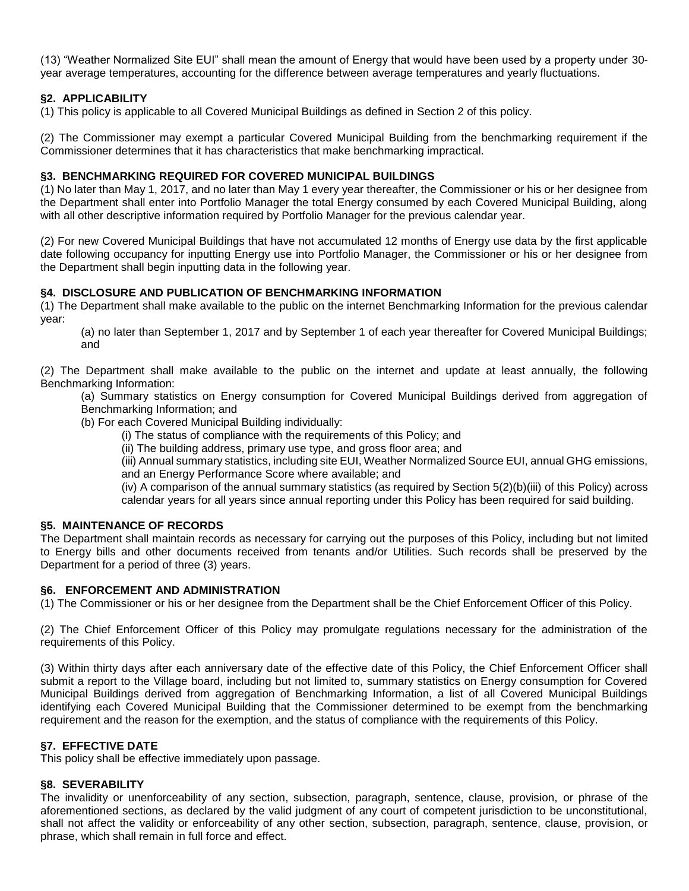(13) "Weather Normalized Site EUI" shall mean the amount of Energy that would have been used by a property under 30-year average temperatures, accounting for the difference between average temperatures and yearly fluctuations.

### §2. APPLICABILITY

(1) This policy is applicable to all Covered Municipal Buildings as defined in Section 2 of this policy.

(2) The Commissioner may exempt a particular Covered Municipal Building from the benchmarking requirement if the Commissioner determines that it has characteristics that make benchmarking impractical.

### §3. BENCHMARKING REQUIRED FOR COVERED MUNICIPAL BUILDINGS

(1) No later than May 1, 2017, and no later than May 1 every year thereafter, the Commissioner or his or her designee from the Department shall enter into Portfolio Manager the total Energy consumed by each Covered Municipal Building, along with all other descriptive information required by Portfolio Manager for the previous calendar year.

(2) For new Covered Municipal Buildings that have not accumulated 12 months of Energy use data by the first applicable date following occupancy for inputting Energy use into Portfolio Manager, the Commissioner or his or her designee from the Department shall begin inputting data in the following year.

### §4. DISCLOSURE AND PUBLICATION OF BENCHMARKING INFORMATION

(1) The Department shall make available to the public on the internet Benchmarking Information for the previous calendar year:

(a) no later than September 1, 2017 and by September 1 of each year thereafter for Covered Municipal Buildings; and

(2) The Department shall make available to the public on the internet and update at least annually, the following Benchmarking Information:

(a) Summary statistics on Energy consumption for Covered Municipal Buildings derived from aggregation of Benchmarking Information; and

(b) For each Covered Municipal Building individually:

(i) The status of compliance with the requirements of this Policy; and

(ii) The building address, primary use type, and gross floor area; and

(iii) Annual summary statistics, including site EUI, Weather Normalized Source EUI, annual GHG emissions, and an Energy Performance Score where available; and

(iv) A comparison of the annual summary statistics (as required by Section 5(2)(b)(iii) of this Policy) across calendar years for all years since annual reporting under this Policy has been required for said building.

### §5. MAINTENANCE OF RECORDS

The Department shall maintain records as necessary for carrying out the purposes of this Policy, including but not limited to Energy bills and other documents received from tenants and/or Utilities. Such records shall be preserved by the Department for a period of three (3) years.

### §6. ENFORCEMENT AND ADMINISTRATION

(1) The Commissioner or his or her designee from the Department shall be the Chief Enforcement Officer of this Policy.

(2) The Chief Enforcement Officer of this Policy may promulgate regulations necessary for the administration of the requirements of this Policy.

(3) Within thirty days after each anniversary date of the effective date of this Policy, the Chief Enforcement Officer shall submit a report to the Village board, including but not limited to, summary statistics on Energy consumption for Covered Municipal Buildings derived from aggregation of Benchmarking Information, a list of all Covered Municipal Buildings identifying each Covered Municipal Building that the Commissioner determined to be exempt from the benchmarking requirement and the reason for the exemption, and the status of compliance with the requirements of this Policy.

### §7. EFFECTIVE DATE

This policy shall be effective immediately upon passage.

### §8. SEVERABILITY

The invalidity or unenforceability of any section, subsection, paragraph, sentence, clause, provision, or phrase of the aforementioned sections, as declared by the valid judgment of any court of competent jurisdiction to be unconstitutional, shall not affect the validity or enforceability of any other section, subsection, paragraph, sentence, clause, provision, or phrase, which shall remain in full force and effect.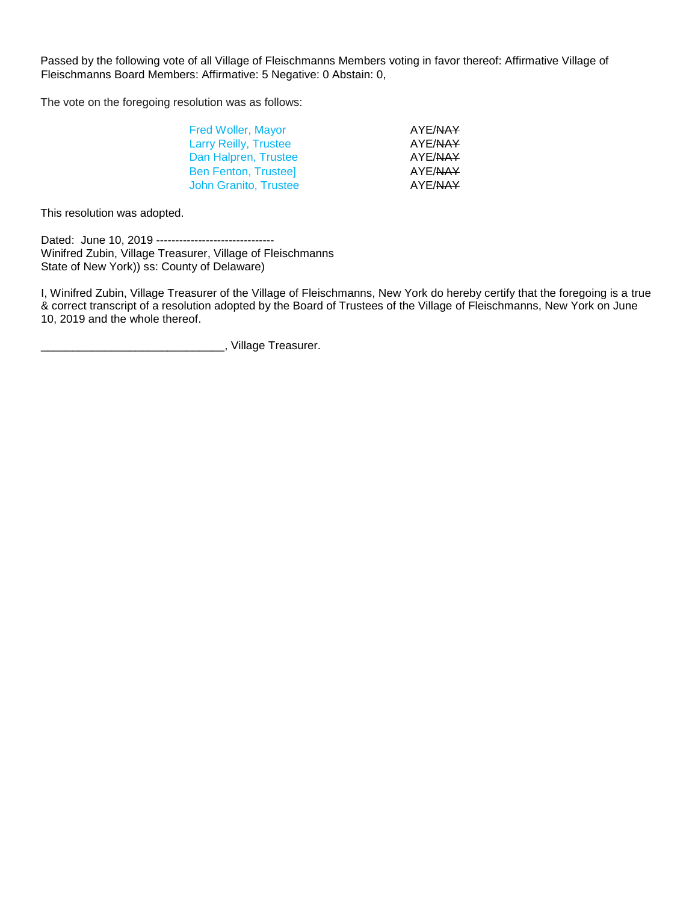Passed by the following vote of all Village of Fleischmanns Members voting in favor thereof: Affirmative Village of Fleischmanns Board Members: Affirmative: 5 Negative: 0 Abstain: 0,

The vote on the foregoing resolution was as follows:

| | |
|---|---|
| Fred Woller, Mayor | AYE/~~NAY~~ |
| Larry Reilly, Trustee | AYE/~~NAY~~ |
| Dan Halpren, Trustee | AYE/~~NAY~~ |
| Ben Fenton, Trustee] | AYE/~~NAY~~ |
| John Granito, Trustee | AYE/~~NAY~~ |

This resolution was adopted.

Dated: June 10, 2019 -------------------------------
Winifred Zubin, Village Treasurer, Village of Fleischmanns
State of New York)) ss: County of Delaware)

I, Winifred Zubin, Village Treasurer of the Village of Fleischmanns, New York do hereby certify that the foregoing is a true & correct transcript of a resolution adopted by the Board of Trustees of the Village of Fleischmanns, New York on June 10, 2019 and the whole thereof.

_____________________________, Village Treasurer.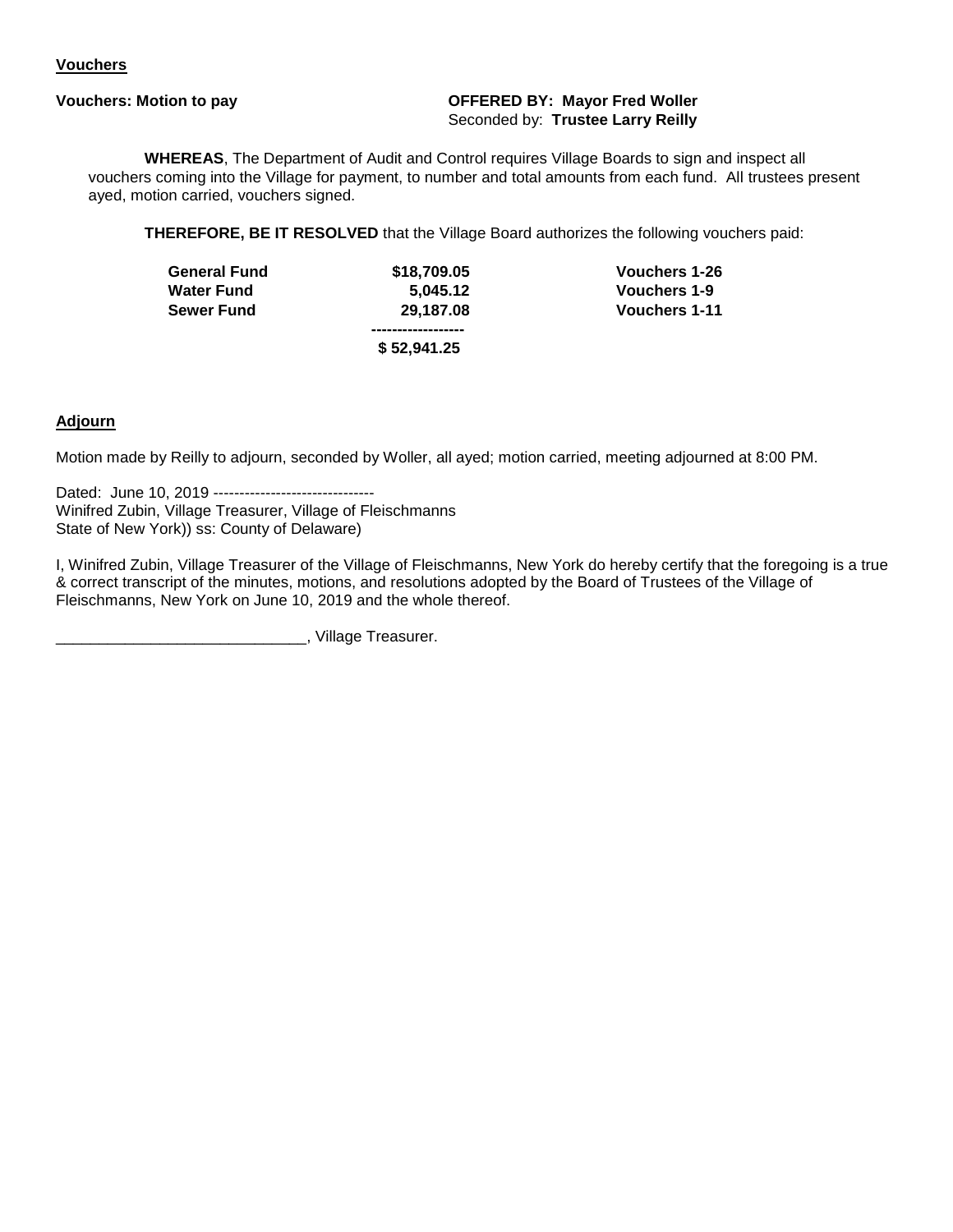**<u>Vouchers</u>**

**Vouchers: Motion to pay** **OFFERED BY: Mayor Fred Woller**
Seconded by: **Trustee Larry Reilly**

**WHEREAS**, The Department of Audit and Control requires Village Boards to sign and inspect all vouchers coming into the Village for payment, to number and total amounts from each fund. All trustees present ayed, motion carried, vouchers signed.

**THEREFORE, BE IT RESOLVED** that the Village Board authorizes the following vouchers paid:

| | | |
|---|---|---|
| **General Fund** | **$18,709.05** | **Vouchers 1-26** |
| **Water Fund** | **5,045.12** | **Vouchers 1-9** |
| **Sewer Fund** | **29,187.08** | **Vouchers 1-11** |
| | **-----------------** | |
| | **$ 52,941.25** | |

**<u>Adjourn</u>**

Motion made by Reilly to adjourn, seconded by Woller, all ayed; motion carried, meeting adjourned at 8:00 PM.

Dated: June 10, 2019 -------------------------------
Winifred Zubin, Village Treasurer, Village of Fleischmanns
State of New York)) ss: County of Delaware)

I, Winifred Zubin, Village Treasurer of the Village of Fleischmanns, New York do hereby certify that the foregoing is a true & correct transcript of the minutes, motions, and resolutions adopted by the Board of Trustees of the Village of Fleischmanns, New York on June 10, 2019 and the whole thereof.

_____________________________, Village Treasurer.